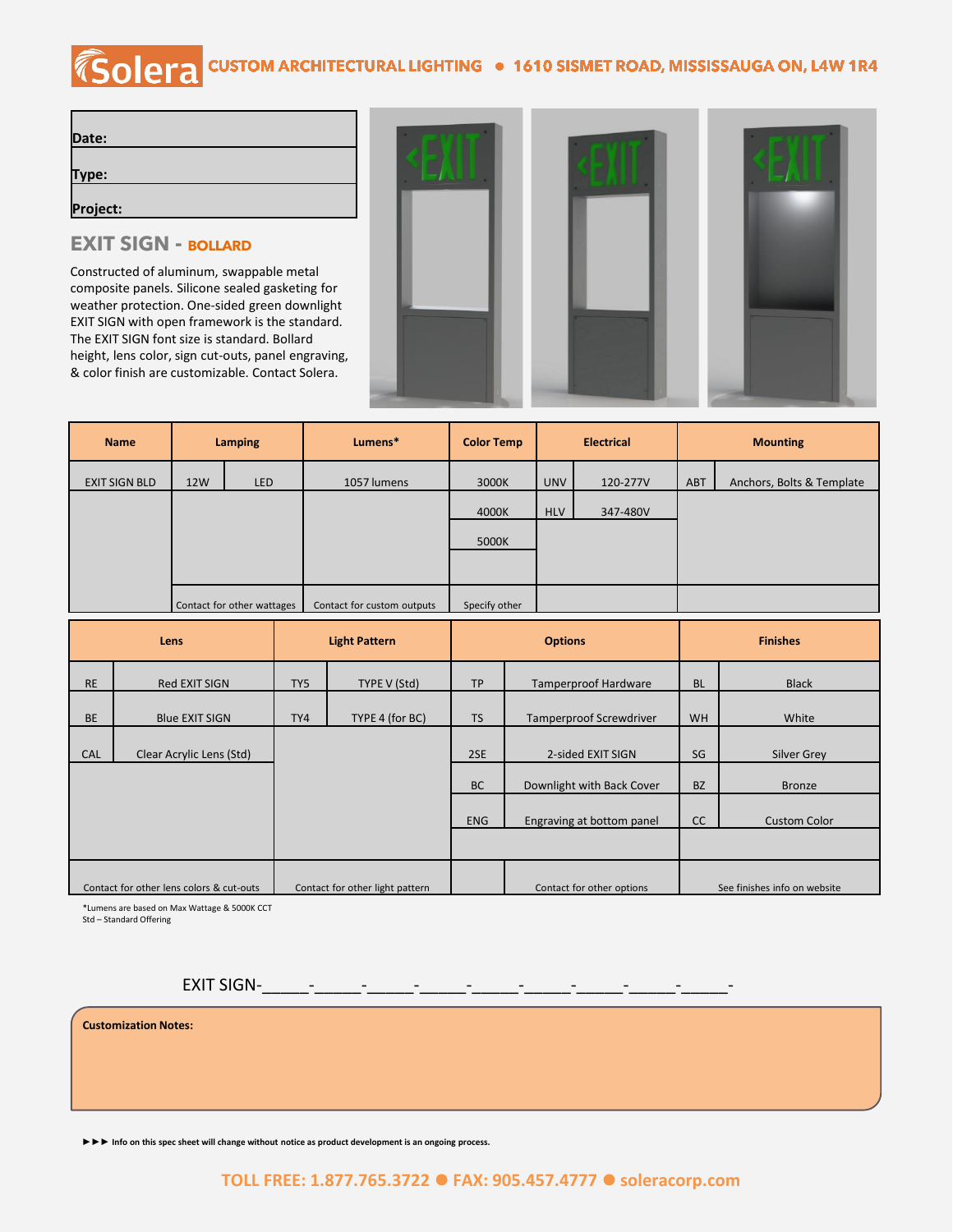**Solera** CUSTOM ARCHITECTURAL LIGHTING ● 1610 SISMET ROAD, MISSISSAUGA ON, L4W 1R4

| |
|---|
| **Date:** |
| **Type:** |
| **Project:** |

## EXIT SIGN - BOLLARD

Constructed of aluminum, swappable metal composite panels. Silicone sealed gasketing for weather protection. One-sided green downlight EXIT SIGN with open framework is the standard. The EXIT SIGN font size is standard. Bollard height, lens color, sign cut-outs, panel engraving, & color finish are customizable. Contact Solera.

| Name | Lamping | | Lumens* | Color Temp | Electrical | | Mounting | |
|---|---|---|---|---|---|---|---|---|
| EXIT SIGN BLD | 12W | LED | 1057 lumens | 3000K | UNV | 120-277V | ABT | Anchors, Bolts & Template |
| | | | | 4000K | HLV | 347-480V | | |
| | | | | 5000K | | | | |
| | Contact for other wattages | | Contact for custom outputs | Specify other | | | | |

| Lens | | Light Pattern | | Options | | Finishes | |
|---|---|---|---|---|---|---|---|
| RE | Red EXIT SIGN | TY5 | TYPE V (Std) | TP | Tamperproof Hardware | BL | Black |
| BE | Blue EXIT SIGN | TY4 | TYPE 4 (for BC) | TS | Tamperproof Screwdriver | WH | White |
| CAL | Clear Acrylic Lens (Std) | | | 2SE | 2-sided EXIT SIGN | SG | Silver Grey |
| | | | | BC | Downlight with Back Cover | BZ | Bronze |
| | | | | ENG | Engraving at bottom panel | CC | Custom Color |
| Contact for other lens colors & cut-outs | | Contact for other light pattern | | | Contact for other options | See finishes info on website | |

*Lumens are based on Max Wattage & 5000K CCT
Std – Standard Offering

EXIT SIGN-_____-_____-_____-_____-_____-_____-_____-_____-_____-

**Customization Notes:**

►►► Info on this spec sheet will change without notice as product development is an ongoing process.

TOLL FREE: 1.877.765.3722 ● FAX: 905.457.4777 ● soleracorp.com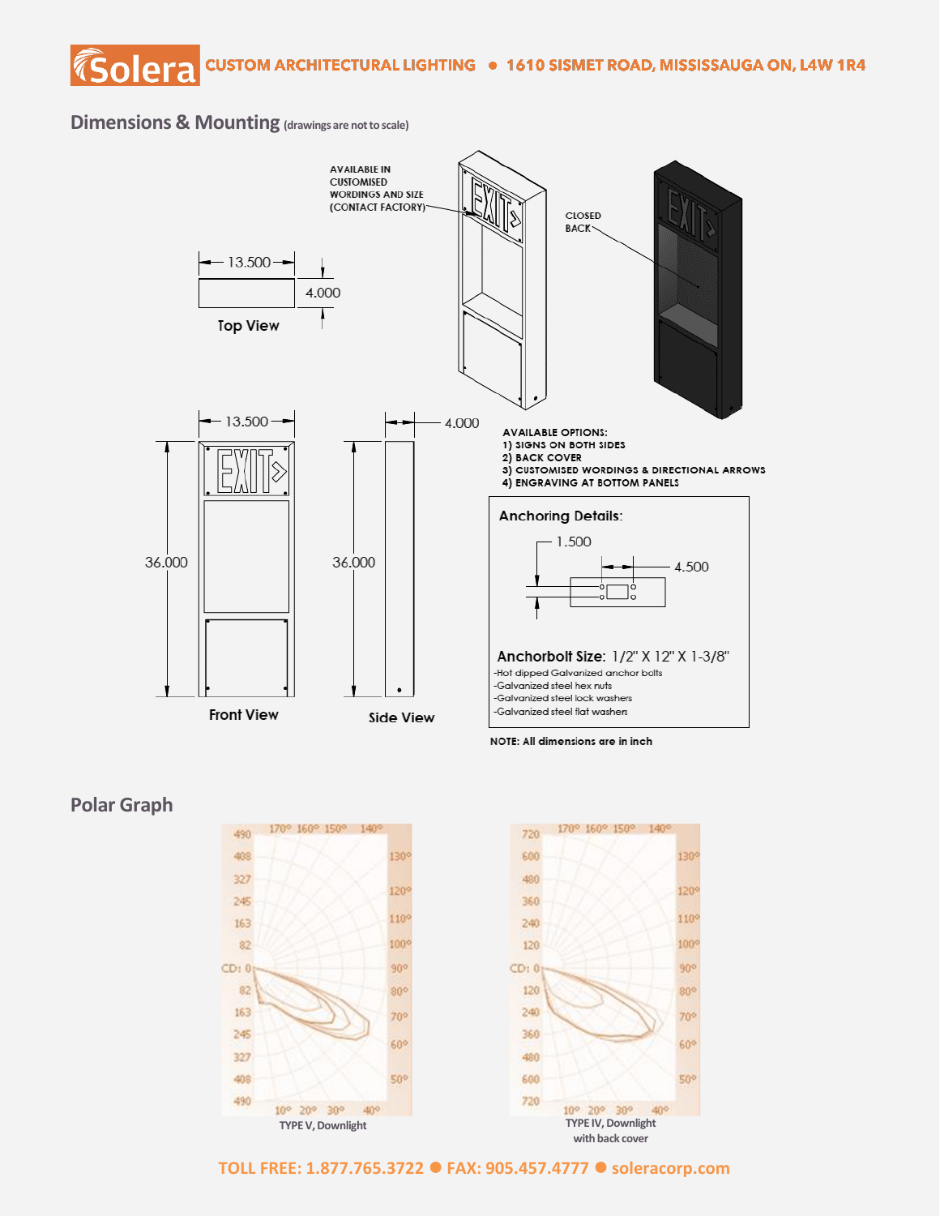## Dimensions & Mounting (drawings are not to scale)

AVAILABLE IN CUSTOMISED WORDINGS AND SIZE (CONTACT FACTORY)

CLOSED BACK

13.500

4.000

Top View

13.500

36.000

Front View

4.000

36.000

Side View

AVAILABLE OPTIONS:
1) SIGNS ON BOTH SIDES
2) BACK COVER
3) CUSTOMISED WORDINGS & DIRECTIONAL ARROWS
4) ENGRAVING AT BOTTOM PANELS

**Anchoring Details:**

1.500

4.500

**Anchorbolt Size:** 1/2" X 12" X 1-3/8"

- Hot dipped Galvanized anchor bolts
- Galvanized steel hex nuts
- Galvanized steel lock washers
- Galvanized steel flat washers

NOTE: All dimensions are in inch

## Polar Graph

490
408
327
245
163
82
CD: 0
82
163
245
327
408
490
170° 160° 150° 140°
130°
120°
110°
100°
90°
80°
70°
60°
50°
10° 20° 30° 40°

TYPE V, Downlight

720
600
480
360
240
120
CD: 0
120
240
360
480
600
720
170° 160° 150° 140°
130°
120°
110°
100°
90°
80°
70°
60°
50°
10° 20° 30° 40°

TYPE IV, Downlight with back cover